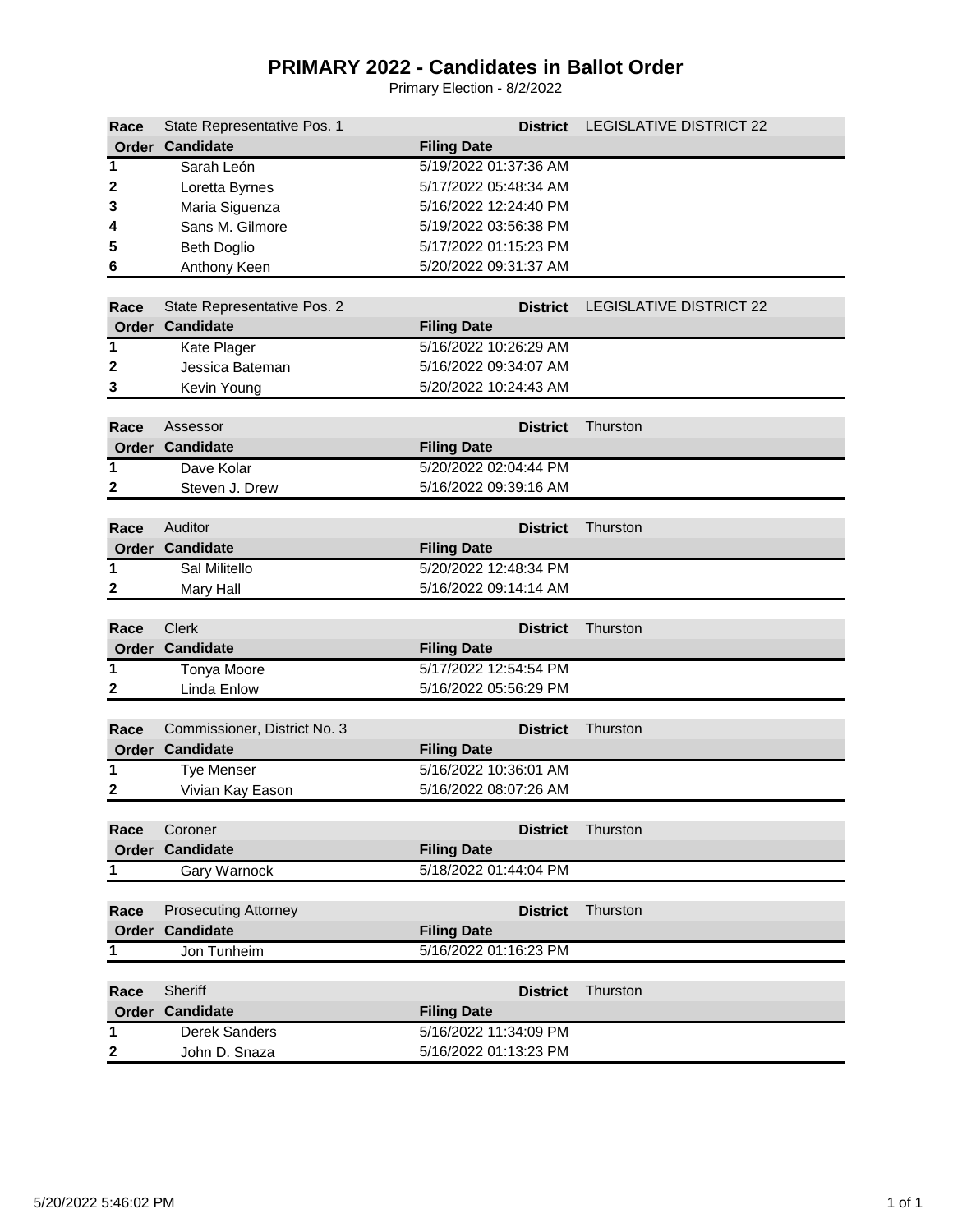# PRIMARY 2022 - Candidates in Ballot Order

Primary Election - 8/2/2022

| Race | State Representative Pos. 1 | District | LEGISLATIVE DISTRICT 22 |
|---|---|---|---|
| **Order** | **Candidate** | **Filing Date** | |
| 1 | Sarah León | 5/19/2022 01:37:36 AM | |
| 2 | Loretta Byrnes | 5/17/2022 05:48:34 AM | |
| 3 | Maria Siguenza | 5/16/2022 12:24:40 PM | |
| 4 | Sans M. Gilmore | 5/19/2022 03:56:38 PM | |
| 5 | Beth Doglio | 5/17/2022 01:15:23 PM | |
| 6 | Anthony Keen | 5/20/2022 09:31:37 AM | |

| Race | State Representative Pos. 2 | District | LEGISLATIVE DISTRICT 22 |
|---|---|---|---|
| **Order** | **Candidate** | **Filing Date** | |
| 1 | Kate Plager | 5/16/2022 10:26:29 AM | |
| 2 | Jessica Bateman | 5/16/2022 09:34:07 AM | |
| 3 | Kevin Young | 5/20/2022 10:24:43 AM | |

| Race | Assessor | District | Thurston |
|---|---|---|---|
| **Order** | **Candidate** | **Filing Date** | |
| 1 | Dave Kolar | 5/20/2022 02:04:44 PM | |
| 2 | Steven J. Drew | 5/16/2022 09:39:16 AM | |

| Race | Auditor | District | Thurston |
|---|---|---|---|
| **Order** | **Candidate** | **Filing Date** | |
| 1 | Sal Militello | 5/20/2022 12:48:34 PM | |
| 2 | Mary Hall | 5/16/2022 09:14:14 AM | |

| Race | Clerk | District | Thurston |
|---|---|---|---|
| **Order** | **Candidate** | **Filing Date** | |
| 1 | Tonya Moore | 5/17/2022 12:54:54 PM | |
| 2 | Linda Enlow | 5/16/2022 05:56:29 PM | |

| Race | Commissioner, District No. 3 | District | Thurston |
|---|---|---|---|
| **Order** | **Candidate** | **Filing Date** | |
| 1 | Tye Menser | 5/16/2022 10:36:01 AM | |
| 2 | Vivian Kay Eason | 5/16/2022 08:07:26 AM | |

| Race | Coroner | District | Thurston |
|---|---|---|---|
| **Order** | **Candidate** | **Filing Date** | |
| 1 | Gary Warnock | 5/18/2022 01:44:04 PM | |

| Race | Prosecuting Attorney | District | Thurston |
|---|---|---|---|
| **Order** | **Candidate** | **Filing Date** | |
| 1 | Jon Tunheim | 5/16/2022 01:16:23 PM | |

| Race | Sheriff | District | Thurston |
|---|---|---|---|
| **Order** | **Candidate** | **Filing Date** | |
| 1 | Derek Sanders | 5/16/2022 11:34:09 PM | |
| 2 | John D. Snaza | 5/16/2022 01:13:23 PM | |

5/20/2022 5:46:02 PM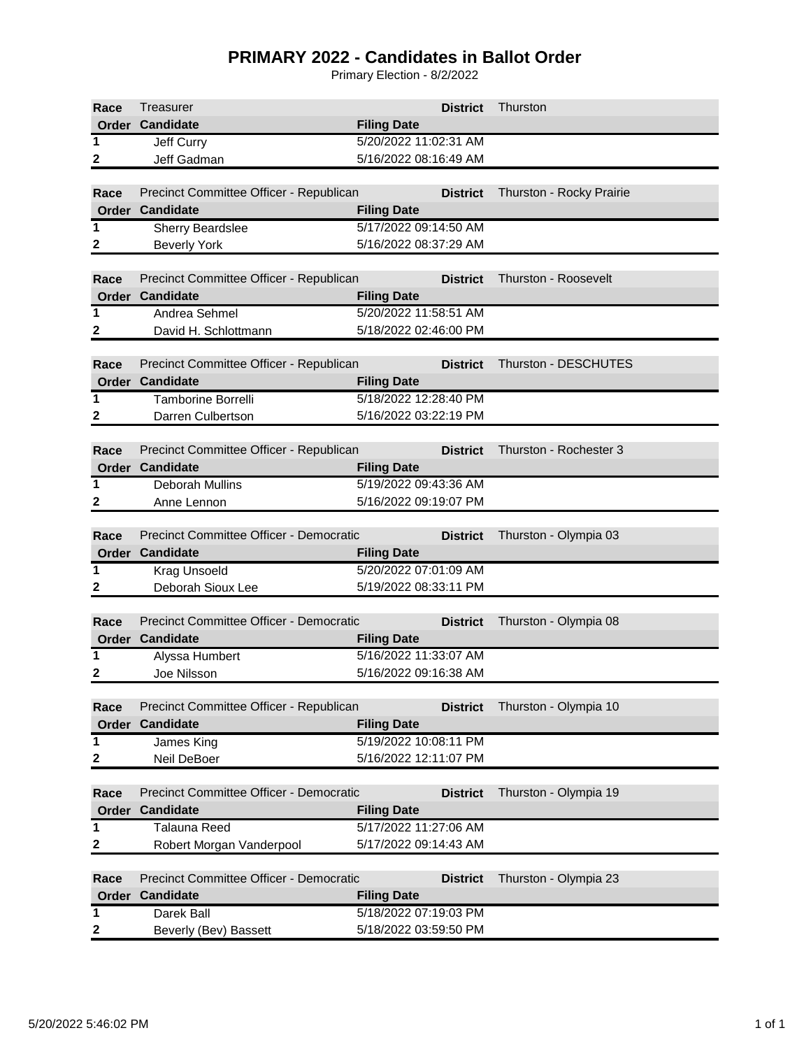# PRIMARY 2022 - Candidates in Ballot Order

Primary Election - 8/2/2022

| Race | Treasurer | District | Thurston |
|---|---|---|---|
| **Order** | **Candidate** | **Filing Date** | |
| 1 | Jeff Curry | 5/20/2022 11:02:31 AM | |
| 2 | Jeff Gadman | 5/16/2022 08:16:49 AM | |

| Race | Precinct Committee Officer - Republican | District | Thurston - Rocky Prairie |
|---|---|---|---|
| **Order** | **Candidate** | **Filing Date** | |
| 1 | Sherry Beardslee | 5/17/2022 09:14:50 AM | |
| 2 | Beverly York | 5/16/2022 08:37:29 AM | |

| Race | Precinct Committee Officer - Republican | District | Thurston - Roosevelt |
|---|---|---|---|
| **Order** | **Candidate** | **Filing Date** | |
| 1 | Andrea Sehmel | 5/20/2022 11:58:51 AM | |
| 2 | David H. Schlottmann | 5/18/2022 02:46:00 PM | |

| Race | Precinct Committee Officer - Republican | District | Thurston - DESCHUTES |
|---|---|---|---|
| **Order** | **Candidate** | **Filing Date** | |
| 1 | Tamborine Borrelli | 5/18/2022 12:28:40 PM | |
| 2 | Darren Culbertson | 5/16/2022 03:22:19 PM | |

| Race | Precinct Committee Officer - Republican | District | Thurston - Rochester 3 |
|---|---|---|---|
| **Order** | **Candidate** | **Filing Date** | |
| 1 | Deborah Mullins | 5/19/2022 09:43:36 AM | |
| 2 | Anne Lennon | 5/16/2022 09:19:07 PM | |

| Race | Precinct Committee Officer - Democratic | District | Thurston - Olympia 03 |
|---|---|---|---|
| **Order** | **Candidate** | **Filing Date** | |
| 1 | Krag Unsoeld | 5/20/2022 07:01:09 AM | |
| 2 | Deborah Sioux Lee | 5/19/2022 08:33:11 PM | |

| Race | Precinct Committee Officer - Democratic | District | Thurston - Olympia 08 |
|---|---|---|---|
| **Order** | **Candidate** | **Filing Date** | |
| 1 | Alyssa Humbert | 5/16/2022 11:33:07 AM | |
| 2 | Joe Nilsson | 5/16/2022 09:16:38 AM | |

| Race | Precinct Committee Officer - Republican | District | Thurston - Olympia 10 |
|---|---|---|---|
| **Order** | **Candidate** | **Filing Date** | |
| 1 | James King | 5/19/2022 10:08:11 PM | |
| 2 | Neil DeBoer | 5/16/2022 12:11:07 PM | |

| Race | Precinct Committee Officer - Democratic | District | Thurston - Olympia 19 |
|---|---|---|---|
| **Order** | **Candidate** | **Filing Date** | |
| 1 | Talauna Reed | 5/17/2022 11:27:06 AM | |
| 2 | Robert Morgan Vanderpool | 5/17/2022 09:14:43 AM | |

| Race | Precinct Committee Officer - Democratic | District | Thurston - Olympia 23 |
|---|---|---|---|
| **Order** | **Candidate** | **Filing Date** | |
| 1 | Darek Ball | 5/18/2022 07:19:03 PM | |
| 2 | Beverly (Bev) Bassett | 5/18/2022 03:59:50 PM | |

5/20/2022 5:46:02 PM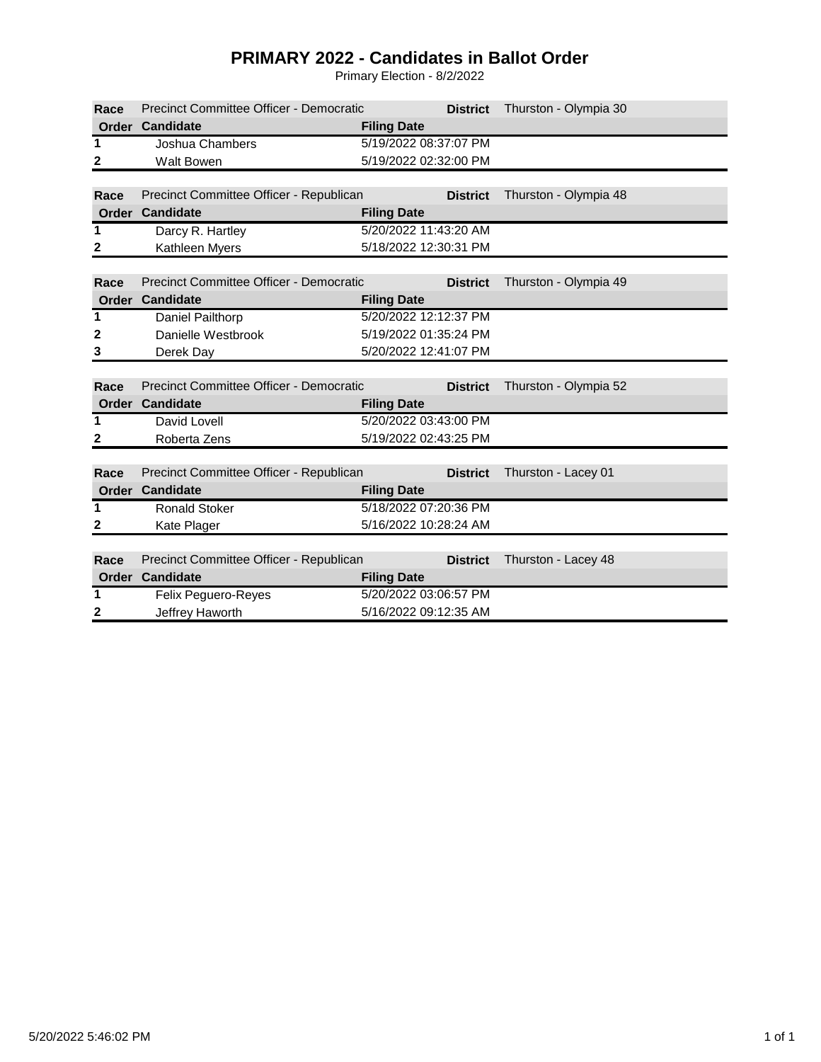# PRIMARY 2022 - Candidates in Ballot Order

Primary Election - 8/2/2022

| Race | Precinct Committee Officer - Democratic | District | Thurston - Olympia 30 |
|---|---|---|---|
| **Order** | **Candidate** | **Filing Date** | |
| 1 | Joshua Chambers | 5/19/2022 08:37:07 PM | |
| 2 | Walt Bowen | 5/19/2022 02:32:00 PM | |

| Race | Precinct Committee Officer - Republican | District | Thurston - Olympia 48 |
|---|---|---|---|
| **Order** | **Candidate** | **Filing Date** | |
| 1 | Darcy R. Hartley | 5/20/2022 11:43:20 AM | |
| 2 | Kathleen Myers | 5/18/2022 12:30:31 PM | |

| Race | Precinct Committee Officer - Democratic | District | Thurston - Olympia 49 |
|---|---|---|---|
| **Order** | **Candidate** | **Filing Date** | |
| 1 | Daniel Pailthorp | 5/20/2022 12:12:37 PM | |
| 2 | Danielle Westbrook | 5/19/2022 01:35:24 PM | |
| 3 | Derek Day | 5/20/2022 12:41:07 PM | |

| Race | Precinct Committee Officer - Democratic | District | Thurston - Olympia 52 |
|---|---|---|---|
| **Order** | **Candidate** | **Filing Date** | |
| 1 | David Lovell | 5/20/2022 03:43:00 PM | |
| 2 | Roberta Zens | 5/19/2022 02:43:25 PM | |

| Race | Precinct Committee Officer - Republican | District | Thurston - Lacey 01 |
|---|---|---|---|
| **Order** | **Candidate** | **Filing Date** | |
| 1 | Ronald Stoker | 5/18/2022 07:20:36 PM | |
| 2 | Kate Plager | 5/16/2022 10:28:24 AM | |

| Race | Precinct Committee Officer - Republican | District | Thurston - Lacey 48 |
|---|---|---|---|
| **Order** | **Candidate** | **Filing Date** | |
| 1 | Felix Peguero-Reyes | 5/20/2022 03:06:57 PM | |
| 2 | Jeffrey Haworth | 5/16/2022 09:12:35 AM | |

5/20/2022 5:46:02 PM